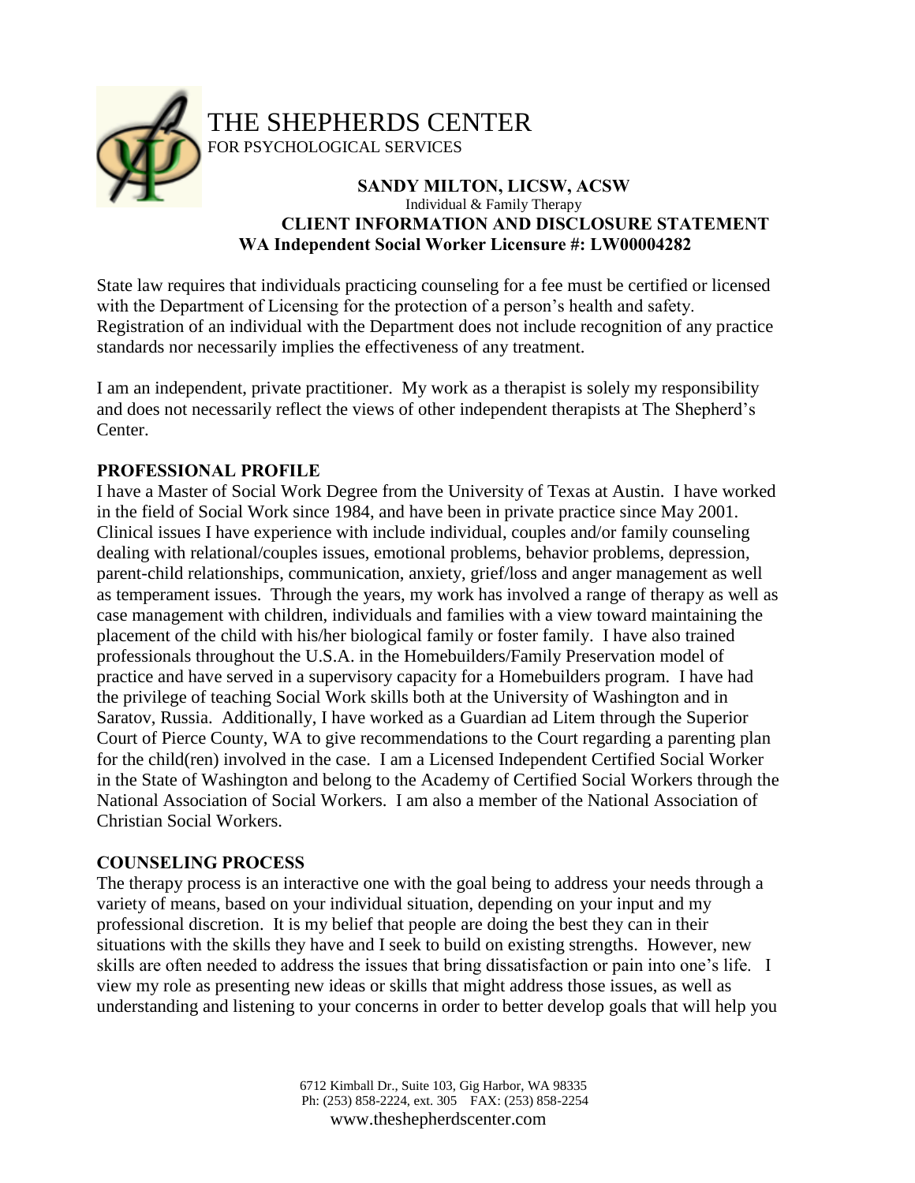# THE SHEPHERDS CENTER

FOR PSYCHOLOGICAL SERVICES

**SANDY MILTON, LICSW, ACSW**

Individual & Family Therapy

**CLIENT INFORMATION AND DISCLOSURE STATEMENT**

**WA Independent Social Worker Licensure #: LW00004282**

State law requires that individuals practicing counseling for a fee must be certified or licensed with the Department of Licensing for the protection of a person's health and safety. Registration of an individual with the Department does not include recognition of any practice standards nor necessarily implies the effectiveness of any treatment.

I am an independent, private practitioner. My work as a therapist is solely my responsibility and does not necessarily reflect the views of other independent therapists at The Shepherd's Center.

## PROFESSIONAL PROFILE

I have a Master of Social Work Degree from the University of Texas at Austin. I have worked in the field of Social Work since 1984, and have been in private practice since May 2001. Clinical issues I have experience with include individual, couples and/or family counseling dealing with relational/couples issues, emotional problems, behavior problems, depression, parent-child relationships, communication, anxiety, grief/loss and anger management as well as temperament issues. Through the years, my work has involved a range of therapy as well as case management with children, individuals and families with a view toward maintaining the placement of the child with his/her biological family or foster family. I have also trained professionals throughout the U.S.A. in the Homebuilders/Family Preservation model of practice and have served in a supervisory capacity for a Homebuilders program. I have had the privilege of teaching Social Work skills both at the University of Washington and in Saratov, Russia. Additionally, I have worked as a Guardian ad Litem through the Superior Court of Pierce County, WA to give recommendations to the Court regarding a parenting plan for the child(ren) involved in the case. I am a Licensed Independent Certified Social Worker in the State of Washington and belong to the Academy of Certified Social Workers through the National Association of Social Workers. I am also a member of the National Association of Christian Social Workers.

## COUNSELING PROCESS

The therapy process is an interactive one with the goal being to address your needs through a variety of means, based on your individual situation, depending on your input and my professional discretion. It is my belief that people are doing the best they can in their situations with the skills they have and I seek to build on existing strengths. However, new skills are often needed to address the issues that bring dissatisfaction or pain into one's life. I view my role as presenting new ideas or skills that might address those issues, as well as understanding and listening to your concerns in order to better develop goals that will help you

6712 Kimball Dr., Suite 103, Gig Harbor, WA 98335
Ph: (253) 858-2224, ext. 305 FAX: (253) 858-2254
www.theshepherdscenter.com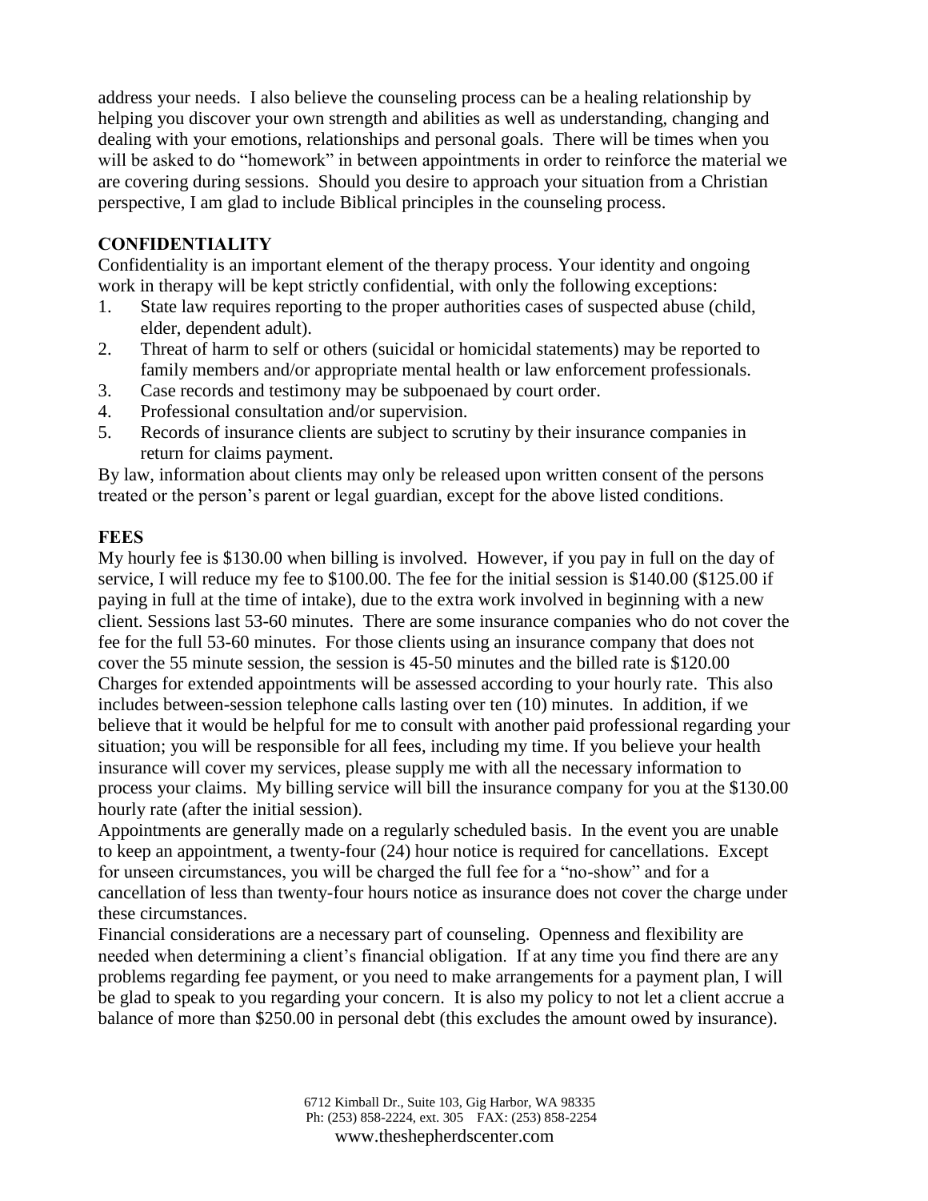address your needs. I also believe the counseling process can be a healing relationship by helping you discover your own strength and abilities as well as understanding, changing and dealing with your emotions, relationships and personal goals. There will be times when you will be asked to do "homework" in between appointments in order to reinforce the material we are covering during sessions. Should you desire to approach your situation from a Christian perspective, I am glad to include Biblical principles in the counseling process.

## CONFIDENTIALITY

Confidentiality is an important element of the therapy process. Your identity and ongoing work in therapy will be kept strictly confidential, with only the following exceptions:

1. State law requires reporting to the proper authorities cases of suspected abuse (child, elder, dependent adult).
2. Threat of harm to self or others (suicidal or homicidal statements) may be reported to family members and/or appropriate mental health or law enforcement professionals.
3. Case records and testimony may be subpoenaed by court order.
4. Professional consultation and/or supervision.
5. Records of insurance clients are subject to scrutiny by their insurance companies in return for claims payment.

By law, information about clients may only be released upon written consent of the persons treated or the person's parent or legal guardian, except for the above listed conditions.

## FEES

My hourly fee is $130.00 when billing is involved. However, if you pay in full on the day of service, I will reduce my fee to $100.00. The fee for the initial session is $140.00 ($125.00 if paying in full at the time of intake), due to the extra work involved in beginning with a new client. Sessions last 53-60 minutes. There are some insurance companies who do not cover the fee for the full 53-60 minutes. For those clients using an insurance company that does not cover the 55 minute session, the session is 45-50 minutes and the billed rate is $120.00 Charges for extended appointments will be assessed according to your hourly rate. This also includes between-session telephone calls lasting over ten (10) minutes. In addition, if we believe that it would be helpful for me to consult with another paid professional regarding your situation; you will be responsible for all fees, including my time. If you believe your health insurance will cover my services, please supply me with all the necessary information to process your claims. My billing service will bill the insurance company for you at the $130.00 hourly rate (after the initial session).

Appointments are generally made on a regularly scheduled basis. In the event you are unable to keep an appointment, a twenty-four (24) hour notice is required for cancellations. Except for unseen circumstances, you will be charged the full fee for a "no-show" and for a cancellation of less than twenty-four hours notice as insurance does not cover the charge under these circumstances.

Financial considerations are a necessary part of counseling. Openness and flexibility are needed when determining a client's financial obligation. If at any time you find there are any problems regarding fee payment, or you need to make arrangements for a payment plan, I will be glad to speak to you regarding your concern. It is also my policy to not let a client accrue a balance of more than $250.00 in personal debt (this excludes the amount owed by insurance).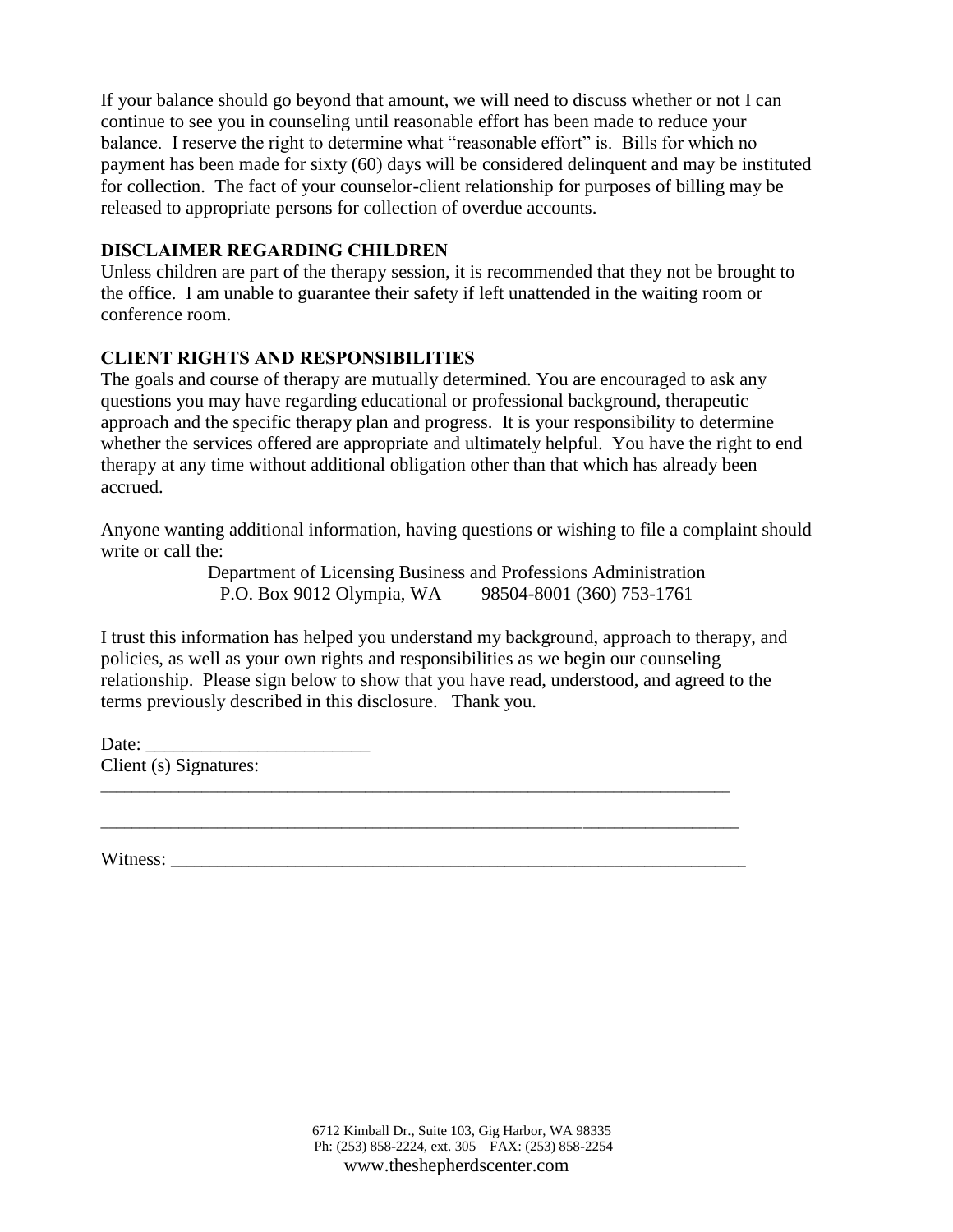If your balance should go beyond that amount, we will need to discuss whether or not I can continue to see you in counseling until reasonable effort has been made to reduce your balance. I reserve the right to determine what "reasonable effort" is. Bills for which no payment has been made for sixty (60) days will be considered delinquent and may be instituted for collection. The fact of your counselor-client relationship for purposes of billing may be released to appropriate persons for collection of overdue accounts.

## DISCLAIMER REGARDING CHILDREN

Unless children are part of the therapy session, it is recommended that they not be brought to the office. I am unable to guarantee their safety if left unattended in the waiting room or conference room.

## CLIENT RIGHTS AND RESPONSIBILITIES

The goals and course of therapy are mutually determined. You are encouraged to ask any questions you may have regarding educational or professional background, therapeutic approach and the specific therapy plan and progress. It is your responsibility to determine whether the services offered are appropriate and ultimately helpful. You have the right to end therapy at any time without additional obligation other than that which has already been accrued.

Anyone wanting additional information, having questions or wishing to file a complaint should write or call the:

Department of Licensing Business and Professions Administration
P.O. Box 9012 Olympia, WA 98504-8001 (360) 753-1761

I trust this information has helped you understand my background, approach to therapy, and policies, as well as your own rights and responsibilities as we begin our counseling relationship. Please sign below to show that you have read, understood, and agreed to the terms previously described in this disclosure. Thank you.

Date: ________________________

Client (s) Signatures:

_________________________________________________________________________

_________________________________________________________________________

Witness: _________________________________________________________________

6712 Kimball Dr., Suite 103, Gig Harbor, WA 98335
Ph: (253) 858-2224, ext. 305 FAX: (253) 858-2254
www.theshepherdscenter.com